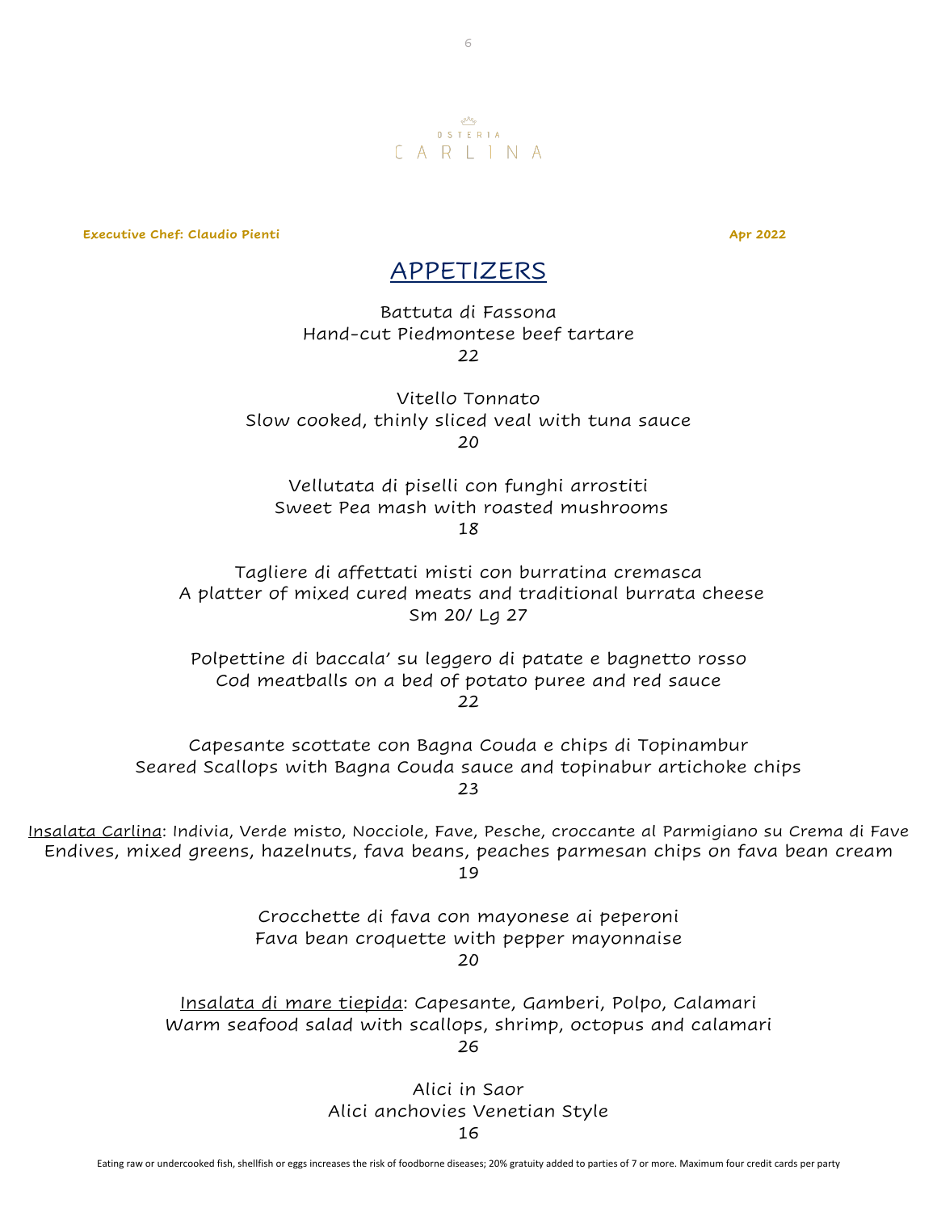OSTERIA
CARLINA

**Executive Chef: Claudio Pienti** **Apr 2022**

# APPETIZERS

Battuta di Fassona
Hand-cut Piedmontese beef tartare
22

Vitello Tonnato
Slow cooked, thinly sliced veal with tuna sauce
20

Vellutata di piselli con funghi arrostiti
Sweet Pea mash with roasted mushrooms
18

Tagliere di affettati misti con burratina cremasca
A platter of mixed cured meats and traditional burrata cheese
Sm 20/ Lg 27

Polpettine di baccala' su leggero di patate e bagnetto rosso
Cod meatballs on a bed of potato puree and red sauce
22

Capesante scottate con Bagna Couda e chips di Topinambur
Seared Scallops with Bagna Couda sauce and topinabur artichoke chips
23

Insalata Carlina: Indivia, Verde misto, Nocciole, Fave, Pesche, croccante al Parmigiano su Crema di Fave
Endives, mixed greens, hazelnuts, fava beans, peaches parmesan chips on fava bean cream
19

Crocchette di fava con mayonese ai peperoni
Fava bean croquette with pepper mayonnaise
20

Insalata di mare tiepida: Capesante, Gamberi, Polpo, Calamari
Warm seafood salad with scallops, shrimp, octopus and calamari
26

Alici in Saor
Alici anchovies Venetian Style
16

Eating raw or undercooked fish, shellfish or eggs increases the risk of foodborne diseases; 20% gratuity added to parties of 7 or more. Maximum four credit cards per party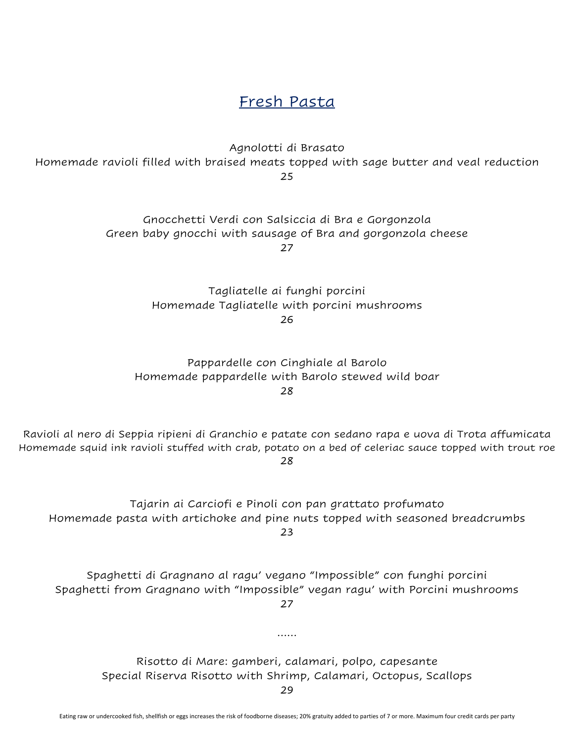# Fresh Pasta

Agnolotti di Brasato
Homemade ravioli filled with braised meats topped with sage butter and veal reduction
25

Gnocchetti Verdi con Salsiccia di Bra e Gorgonzola
Green baby gnocchi with sausage of Bra and gorgonzola cheese
27

Tagliatelle ai funghi porcini
Homemade Tagliatelle with porcini mushrooms
26

Pappardelle con Cinghiale al Barolo
Homemade pappardelle with Barolo stewed wild boar
28

Ravioli al nero di Seppia ripieni di Granchio e patate con sedano rapa e uova di Trota affumicata
Homemade squid ink ravioli stuffed with crab, potato on a bed of celeriac sauce topped with trout roe
28

Tajarin ai Carciofi e Pinoli con pan grattato profumato
Homemade pasta with artichoke and pine nuts topped with seasoned breadcrumbs
23

Spaghetti di Gragnano al ragu' vegano "Impossible" con funghi porcini
Spaghetti from Gragnano with "Impossible" vegan ragu' with Porcini mushrooms
27

......

Risotto di Mare: gamberi, calamari, polpo, capesante
Special Riserva Risotto with Shrimp, Calamari, Octopus, Scallops
29

Eating raw or undercooked fish, shellfish or eggs increases the risk of foodborne diseases; 20% gratuity added to parties of 7 or more. Maximum four credit cards per party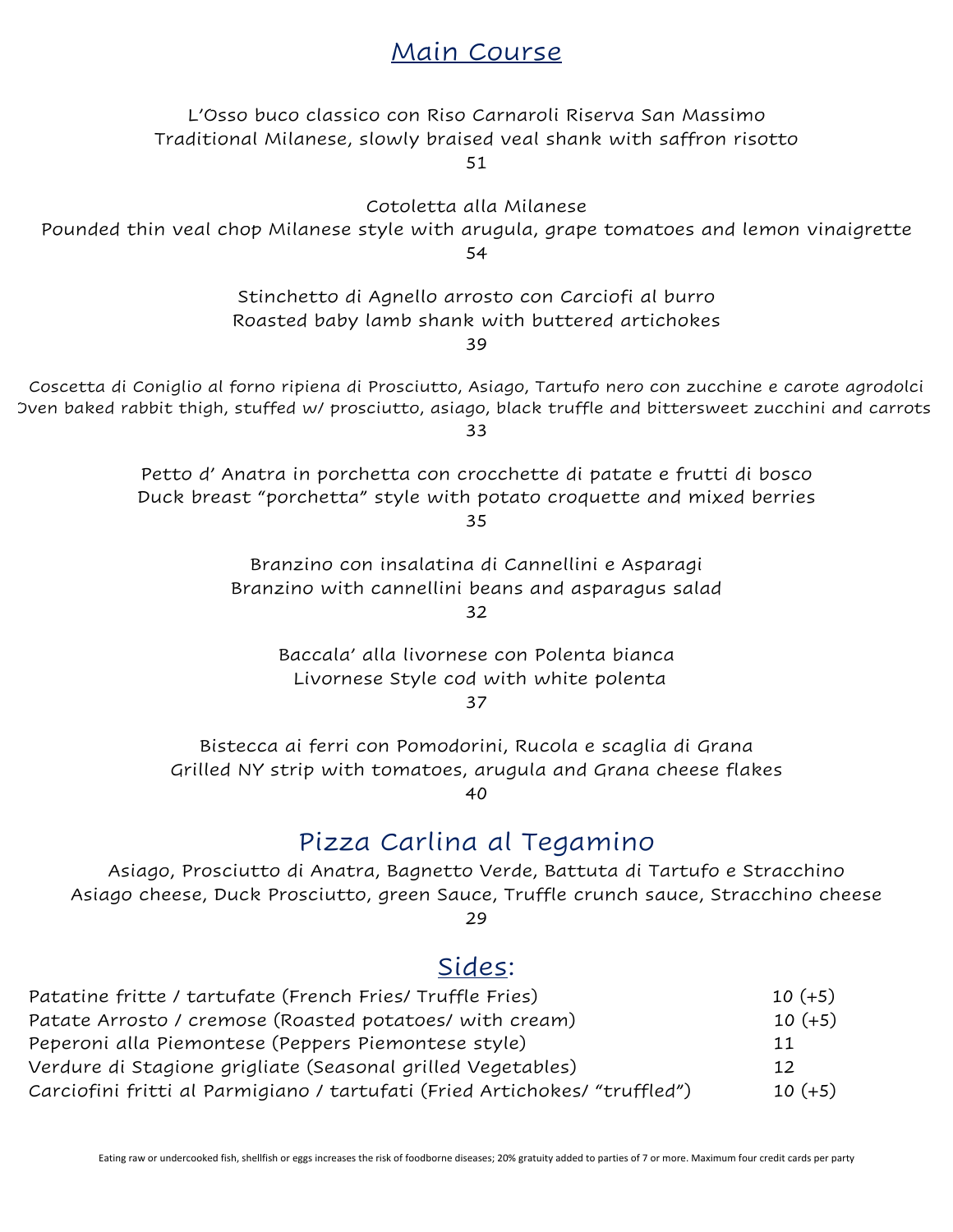# Main Course

L'Osso buco classico con Riso Carnaroli Riserva San Massimo
Traditional Milanese, slowly braised veal shank with saffron risotto
51

Cotoletta alla Milanese
Pounded thin veal chop Milanese style with arugula, grape tomatoes and lemon vinaigrette
54

Stinchetto di Agnello arrosto con Carciofi al burro
Roasted baby lamb shank with buttered artichokes
39

Coscetta di Coniglio al forno ripiena di Prosciutto, Asiago, Tartufo nero con zucchine e carote agrodolci
Oven baked rabbit thigh, stuffed w/ prosciutto, asiago, black truffle and bittersweet zucchini and carrots
33

Petto d' Anatra in porchetta con crocchette di patate e frutti di bosco
Duck breast "porchetta" style with potato croquette and mixed berries
35

Branzino con insalatina di Cannellini e Asparagi
Branzino with cannellini beans and asparagus salad
32

Baccala' alla livornese con Polenta bianca
Livornese Style cod with white polenta
37

Bistecca ai ferri con Pomodorini, Rucola e scaglia di Grana
Grilled NY strip with tomatoes, arugula and Grana cheese flakes
40

## Pizza Carlina al Tegamino

Asiago, Prosciutto di Anatra, Bagnetto Verde, Battuta di Tartufo e Stracchino
Asiago cheese, Duck Prosciutto, green Sauce, Truffle crunch sauce, Stracchino cheese
29

## Sides:

| | |
|---|---|
| Patatine fritte / tartufate (French Fries/ Truffle Fries) | 10 (+5) |
| Patate Arrosto / cremose (Roasted potatoes/ with cream) | 10 (+5) |
| Peperoni alla Piemontese (Peppers Piemontese style) | 11 |
| Verdure di Stagione grigliate (Seasonal grilled Vegetables) | 12 |
| Carciofini fritti al Parmigiano / tartufati (Fried Artichokes/ "truffled") | 10 (+5) |

Eating raw or undercooked fish, shellfish or eggs increases the risk of foodborne diseases; 20% gratuity added to parties of 7 or more. Maximum four credit cards per party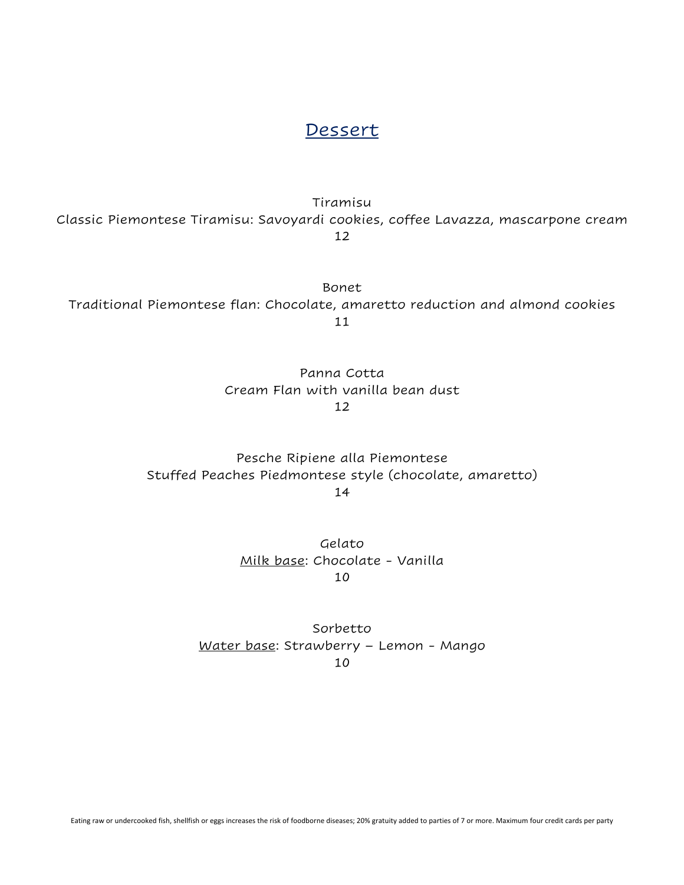# Dessert

Tiramisu

Classic Piemontese Tiramisu: Savoyardi cookies, coffee Lavazza, mascarpone cream

12

Bonet

Traditional Piemontese flan: Chocolate, amaretto reduction and almond cookies

11

Panna Cotta

Cream Flan with vanilla bean dust

12

Pesche Ripiene alla Piemontese

Stuffed Peaches Piedmontese style (chocolate, amaretto)

14

Gelato

Milk base: Chocolate - Vanilla

10

Sorbetto

Water base: Strawberry – Lemon - Mango

10

Eating raw or undercooked fish, shellfish or eggs increases the risk of foodborne diseases; 20% gratuity added to parties of 7 or more. Maximum four credit cards per party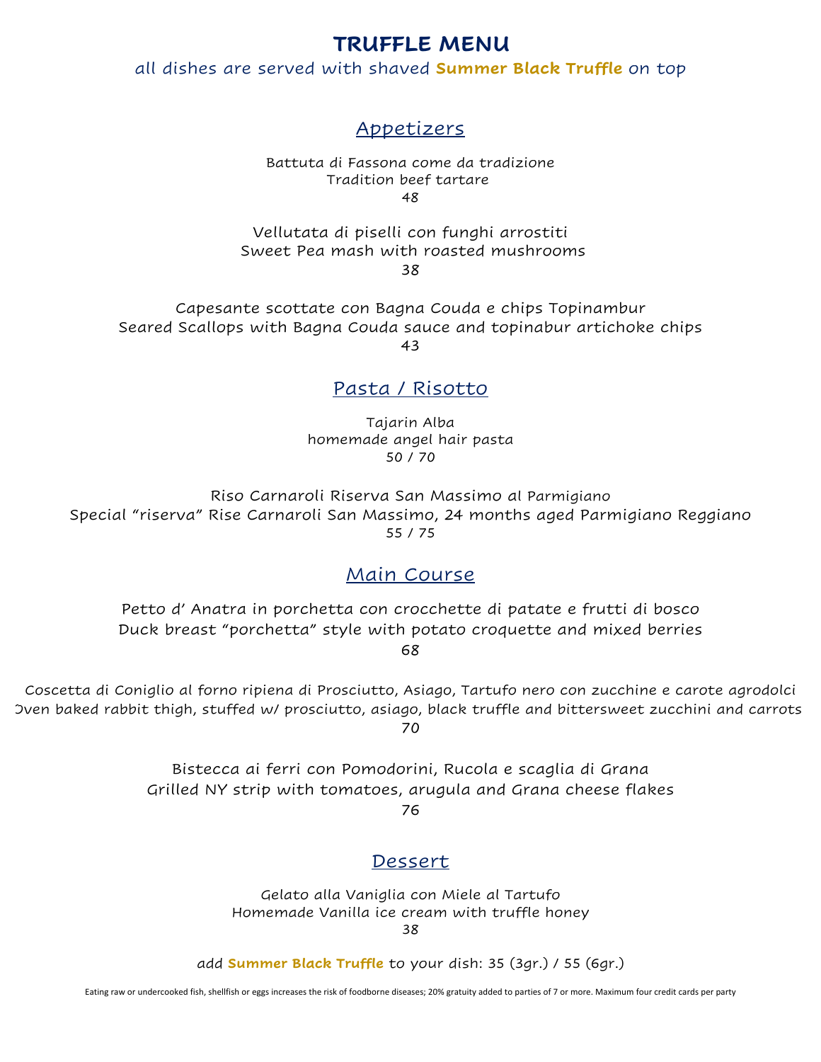# TRUFFLE MENU

all dishes are served with shaved **Summer Black Truffle** on top

## Appetizers

Battuta di Fassona come da tradizione
Tradition beef tartare
48

Vellutata di piselli con funghi arrostiti
Sweet Pea mash with roasted mushrooms
38

Capesante scottate con Bagna Couda e chips Topinambur
Seared Scallops with Bagna Couda sauce and topinabur artichoke chips
43

## Pasta / Risotto

Tajarin Alba
homemade angel hair pasta
50 / 70

Riso Carnaroli Riserva San Massimo al Parmigiano
Special "riserva" Rise Carnaroli San Massimo, 24 months aged Parmigiano Reggiano
55 / 75

## Main Course

Petto d' Anatra in porchetta con crocchette di patate e frutti di bosco
Duck breast "porchetta" style with potato croquette and mixed berries
68

Coscetta di Coniglio al forno ripiena di Prosciutto, Asiago, Tartufo nero con zucchine e carote agrodolci
Oven baked rabbit thigh, stuffed w/ prosciutto, asiago, black truffle and bittersweet zucchini and carrots
70

Bistecca ai ferri con Pomodorini, Rucola e scaglia di Grana
Grilled NY strip with tomatoes, arugula and Grana cheese flakes
76

## Dessert

Gelato alla Vaniglia con Miele al Tartufo
Homemade Vanilla ice cream with truffle honey
38

add **Summer Black Truffle** to your dish: 35 (3gr.) / 55 (6gr.)

Eating raw or undercooked fish, shellfish or eggs increases the risk of foodborne diseases; 20% gratuity added to parties of 7 or more. Maximum four credit cards per party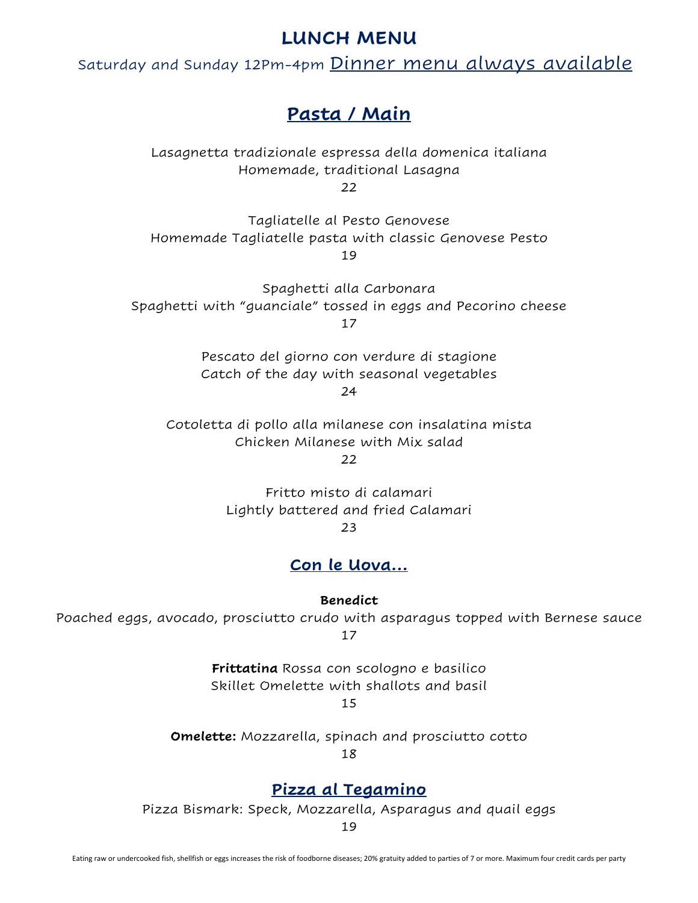# LUNCH MENU

Saturday and Sunday 12Pm-4pm Dinner menu always available

## Pasta / Main

Lasagnetta tradizionale espressa della domenica italiana
Homemade, traditional Lasagna
22

Tagliatelle al Pesto Genovese
Homemade Tagliatelle pasta with classic Genovese Pesto
19

Spaghetti alla Carbonara
Spaghetti with "guanciale" tossed in eggs and Pecorino cheese
17

Pescato del giorno con verdure di stagione
Catch of the day with seasonal vegetables
24

Cotoletta di pollo alla milanese con insalatina mista
Chicken Milanese with Mix salad
22

Fritto misto di calamari
Lightly battered and fried Calamari
23

## Con le Uova...

**Benedict**
Poached eggs, avocado, prosciutto crudo with asparagus topped with Bernese sauce
17

**Frittatina** Rossa con scologno e basilico
Skillet Omelette with shallots and basil
15

**Omelette:** Mozzarella, spinach and prosciutto cotto
18

## Pizza al Tegamino

Pizza Bismark: Speck, Mozzarella, Asparagus and quail eggs
19

Eating raw or undercooked fish, shellfish or eggs increases the risk of foodborne diseases; 20% gratuity added to parties of 7 or more. Maximum four credit cards per party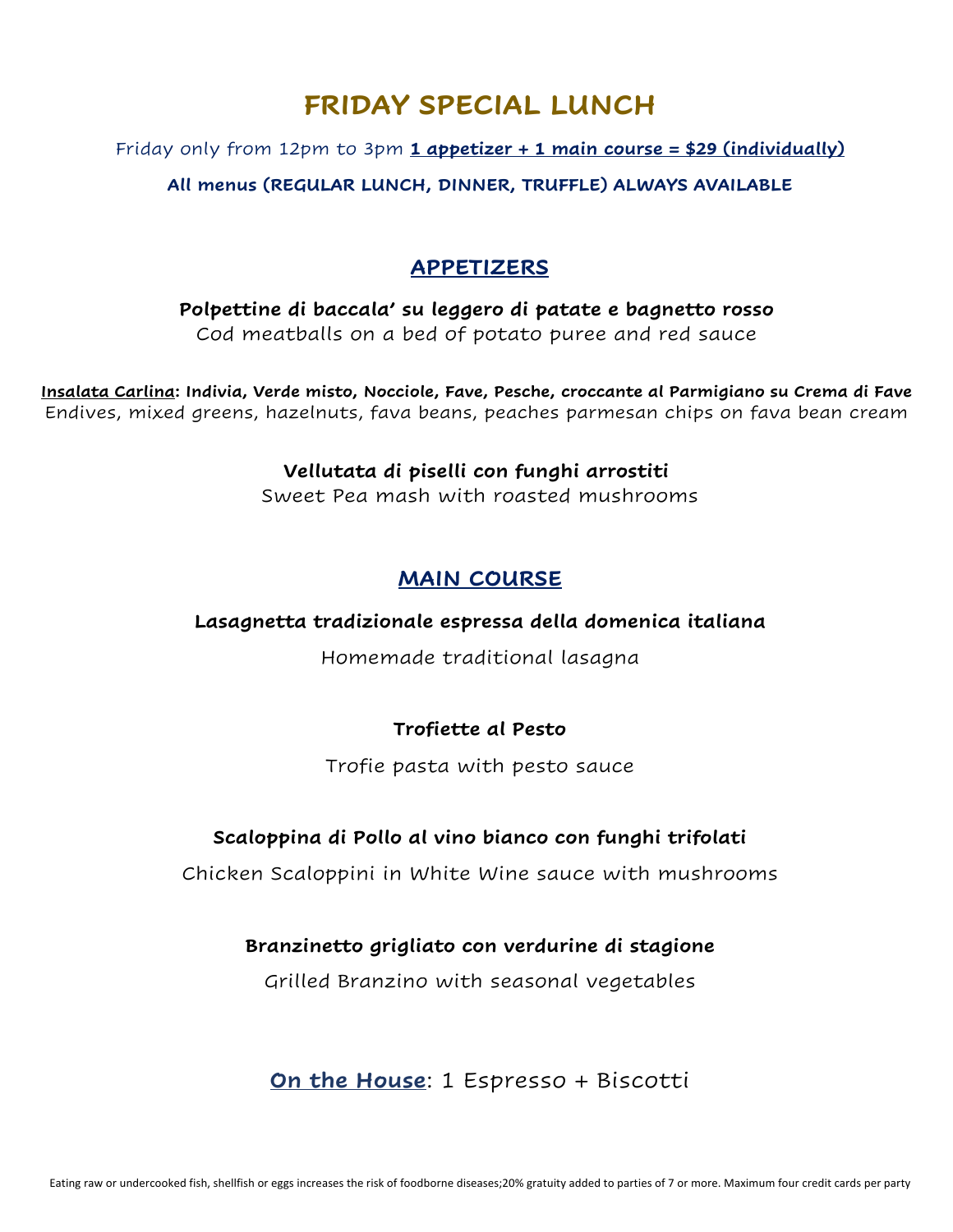# FRIDAY SPECIAL LUNCH

Friday only from 12pm to 3pm **1 appetizer + 1 main course = $29 (individually)**

**All menus (REGULAR LUNCH, DINNER, TRUFFLE) ALWAYS AVAILABLE**

## APPETIZERS

**Polpettine di baccala' su leggero di patate e bagnetto rosso**
Cod meatballs on a bed of potato puree and red sauce

**Insalata Carlina: Indivia, Verde misto, Nocciole, Fave, Pesche, croccante al Parmigiano su Crema di Fave**
Endives, mixed greens, hazelnuts, fava beans, peaches parmesan chips on fava bean cream

**Vellutata di piselli con funghi arrostiti**
Sweet Pea mash with roasted mushrooms

## MAIN COURSE

**Lasagnetta tradizionale espressa della domenica italiana**

Homemade traditional lasagna

**Trofiette al Pesto**

Trofie pasta with pesto sauce

**Scaloppina di Pollo al vino bianco con funghi trifolati**

Chicken Scaloppini in White Wine sauce with mushrooms

**Branzinetto grigliato con verdurine di stagione**

Grilled Branzino with seasonal vegetables

**On the House**: 1 Espresso + Biscotti

Eating raw or undercooked fish, shellfish or eggs increases the risk of foodborne diseases;20% gratuity added to parties of 7 or more. Maximum four credit cards per party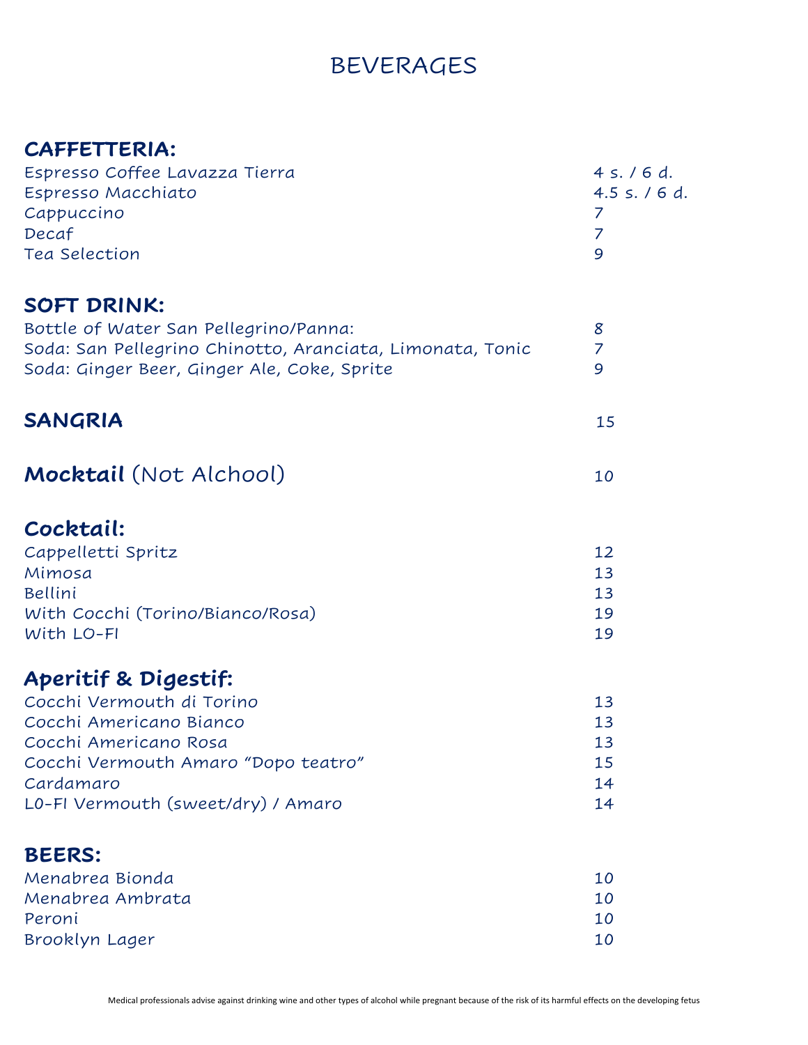# BEVERAGES

## CAFFETTERIA:

| | |
|---|---|
| Espresso Coffee Lavazza Tierra | 4 s. / 6 d. |
| Espresso Macchiato | 4.5 s. / 6 d. |
| Cappuccino | 7 |
| Decaf | 7 |
| Tea Selection | 9 |

## SOFT DRINK:

| | |
|---|---|
| Bottle of Water San Pellegrino/Panna: | 8 |
| Soda: San Pellegrino Chinotto, Aranciata, Limonata, Tonic | 7 |
| Soda: Ginger Beer, Ginger Ale, Coke, Sprite | 9 |

## SANGRIA 15

## **Mocktail** (Not Alchool) 10

## Cocktail:

| | |
|---|---|
| Cappelletti Spritz | 12 |
| Mimosa | 13 |
| Bellini | 13 |
| With Cocchi (Torino/Bianco/Rosa) | 19 |
| With LO-FI | 19 |

## Aperitif & Digestif:

| | |
|---|---|
| Cocchi Vermouth di Torino | 13 |
| Cocchi Americano Bianco | 13 |
| Cocchi Americano Rosa | 13 |
| Cocchi Vermouth Amaro "Dopo teatro" | 15 |
| Cardamaro | 14 |
| L0-FI Vermouth (sweet/dry) / Amaro | 14 |

## BEERS:

| | |
|---|---|
| Menabrea Bionda | 10 |
| Menabrea Ambrata | 10 |
| Peroni | 10 |
| Brooklyn Lager | 10 |

Medical professionals advise against drinking wine and other types of alcohol while pregnant because of the risk of its harmful effects on the developing fetus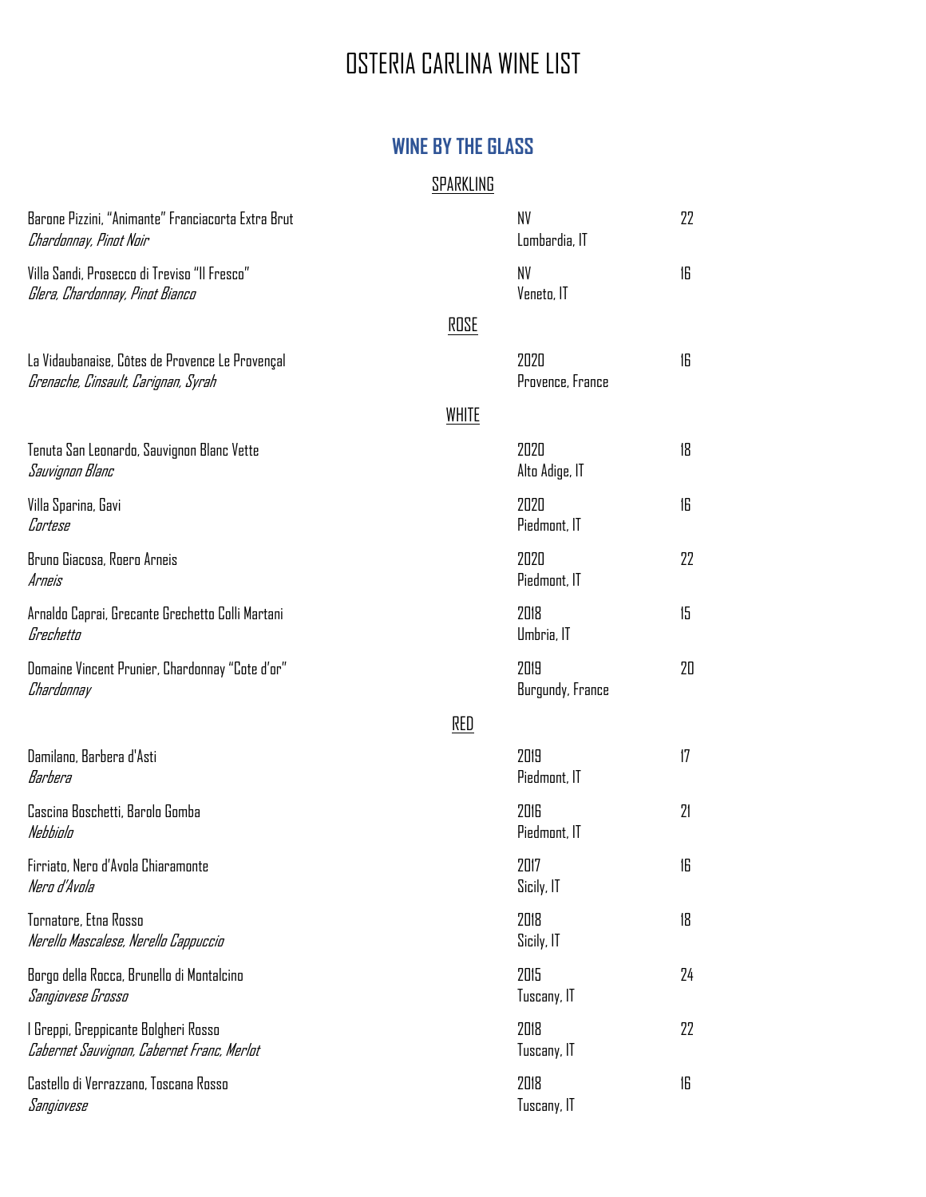# OSTERIA CARLINA WINE LIST

## WINE BY THE GLASS

### SPARKLING

| Wine | Vintage / Region | Price |
|---|---|---|
| Barone Pizzini, "Animante" Franciacorta Extra Brut<br>*Chardonnay, Pinot Noir* | NV<br>Lombardia, IT | 22 |
| Villa Sandi, Prosecco di Treviso "Il Fresco"<br>*Glera, Chardonnay, Pinot Bianco* | NV<br>Veneto, IT | 16 |

### ROSE

| Wine | Vintage / Region | Price |
|---|---|---|
| La Vidaubanaise, Côtes de Provence Le Provençal<br>*Grenache, Cinsault, Carignan, Syrah* | 2020<br>Provence, France | 16 |

### WHITE

| Wine | Vintage / Region | Price |
|---|---|---|
| Tenuta San Leonardo, Sauvignon Blanc Vette<br>*Sauvignon Blanc* | 2020<br>Alto Adige, IT | 18 |
| Villa Sparina, Gavi<br>*Cortese* | 2020<br>Piedmont, IT | 16 |
| Bruno Giacosa, Roero Arneis<br>*Arneis* | 2020<br>Piedmont, IT | 22 |
| Arnaldo Caprai, Grecante Grechetto Colli Martani<br>*Grechetto* | 2018<br>Umbria, IT | 15 |
| Domaine Vincent Prunier, Chardonnay "Cote d'or"<br>*Chardonnay* | 2019<br>Burgundy, France | 20 |

### RED

| Wine | Vintage / Region | Price |
|---|---|---|
| Damilano, Barbera d'Asti<br>*Barbera* | 2019<br>Piedmont, IT | 17 |
| Cascina Boschetti, Barolo Gomba<br>*Nebbiolo* | 2016<br>Piedmont, IT | 21 |
| Firriato, Nero d'Avola Chiaramonte<br>*Nero d'Avola* | 2017<br>Sicily, IT | 16 |
| Tornatore, Etna Rosso<br>*Nerello Mascalese, Nerello Cappuccio* | 2018<br>Sicily, IT | 18 |
| Borgo della Rocca, Brunello di Montalcino<br>*Sangiovese Grosso* | 2015<br>Tuscany, IT | 24 |
| I Greppi, Greppicante Bolgheri Rosso<br>*Cabernet Sauvignon, Cabernet Franc, Merlot* | 2018<br>Tuscany, IT | 22 |
| Castello di Verrazzano, Toscana Rosso<br>*Sangiovese* | 2018<br>Tuscany, IT | 16 |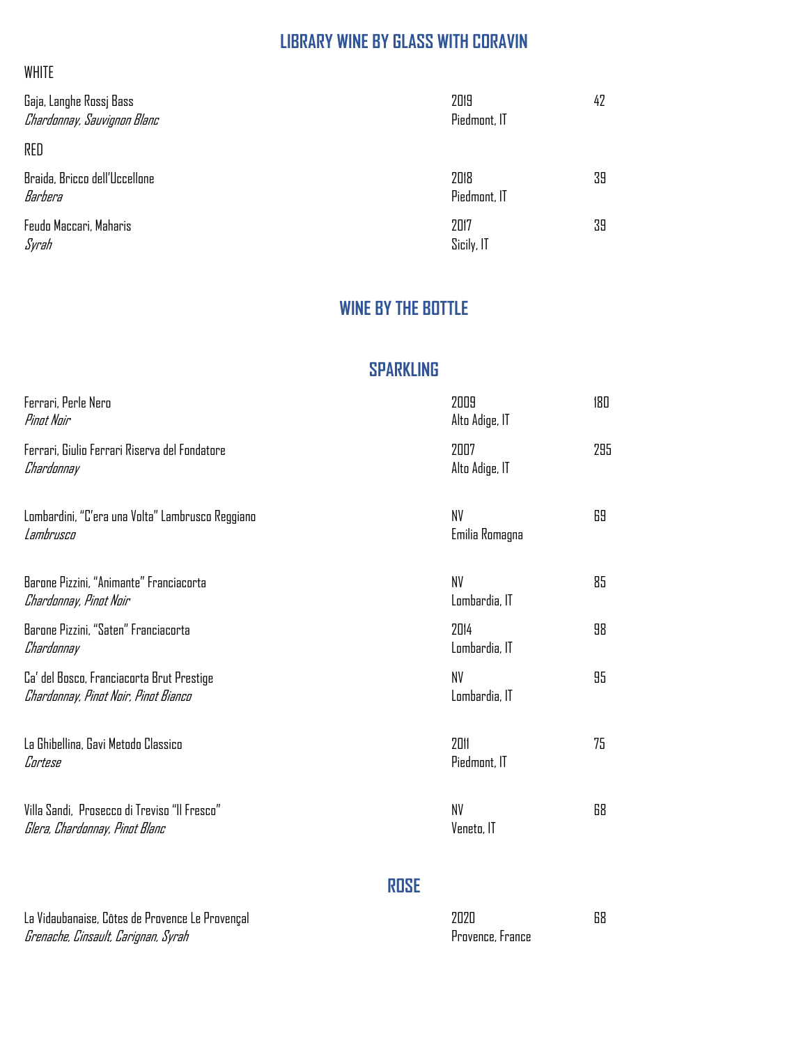## LIBRARY WINE BY GLASS WITH CORAVIN

WHITE

Gaja, Langhe Rossj Bass
*Chardonnay, Sauvignon Blanc*
2019
Piedmont, IT
42

RED

Braida, Bricco dell'Uccellone
*Barbera*
2018
Piedmont, IT
39

Feudo Maccari, Maharis
*Syrah*
2017
Sicily, IT
39

## WINE BY THE BOTTLE

## SPARKLING

Ferrari, Perle Nero
*Pinot Noir*
2009
Alto Adige, IT
180

Ferrari, Giulio Ferrari Riserva del Fondatore
*Chardonnay*
2007
Alto Adige, IT
295

Lombardini, "C'era una Volta" Lambrusco Reggiano
*Lambrusco*
NV
Emilia Romagna
69

Barone Pizzini, "Animante" Franciacorta
*Chardonnay, Pinot Noir*
NV
Lombardia, IT
85

Barone Pizzini, "Saten" Franciacorta
*Chardonnay*
2014
Lombardia, IT
98

Ca' del Bosco, Franciacorta Brut Prestige
*Chardonnay, Pinot Noir, Pinot Bianco*
NV
Lombardia, IT
95

La Ghibellina, Gavi Metodo Classico
*Cortese*
2011
Piedmont, IT
75

Villa Sandi, Prosecco di Treviso "Il Fresco"
*Glera, Chardonnay, Pinot Blanc*
NV
Veneto, IT
68

## ROSE

La Vidaubanaise, Côtes de Provence Le Provençal
*Grenache, Cinsault, Carignan, Syrah*
2020
Provence, France
68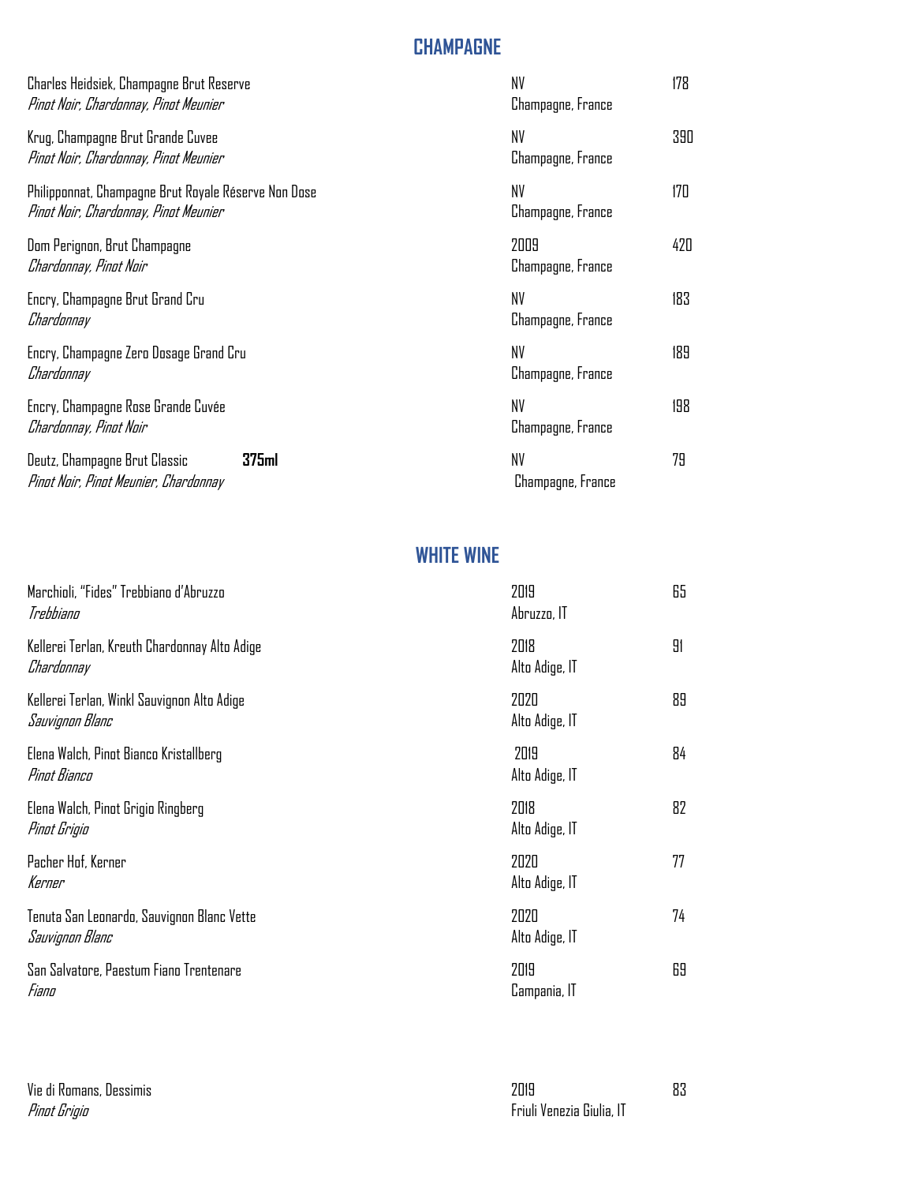## CHAMPAGNE

| Wine | Vintage / Region | Price |
|---|---|---|
| Charles Heidsiek, Champagne Brut Reserve<br>*Pinot Noir, Chardonnay, Pinot Meunier* | NV<br>Champagne, France | 178 |
| Krug, Champagne Brut Grande Cuvee<br>*Pinot Noir, Chardonnay, Pinot Meunier* | NV<br>Champagne, France | 390 |
| Philipponnat, Champagne Brut Royale Réserve Non Dose<br>*Pinot Noir, Chardonnay, Pinot Meunier* | NV<br>Champagne, France | 170 |
| Dom Perignon, Brut Champagne<br>*Chardonnay, Pinot Noir* | 2009<br>Champagne, France | 420 |
| Encry, Champagne Brut Grand Cru<br>*Chardonnay* | NV<br>Champagne, France | 183 |
| Encry, Champagne Zero Dosage Grand Cru<br>*Chardonnay* | NV<br>Champagne, France | 189 |
| Encry, Champagne Rose Grande Cuvée<br>*Chardonnay, Pinot Noir* | NV<br>Champagne, France | 198 |
| Deutz, Champagne Brut Classic **375ml**<br>*Pinot Noir, Pinot Meunier, Chardonnay* | NV<br>Champagne, France | 79 |

## WHITE WINE

| Wine | Vintage / Region | Price |
|---|---|---|
| Marchioli, "Fides" Trebbiano d'Abruzzo<br>*Trebbiano* | 2019<br>Abruzzo, IT | 65 |
| Kellerei Terlan, Kreuth Chardonnay Alto Adige<br>*Chardonnay* | 2018<br>Alto Adige, IT | 91 |
| Kellerei Terlan, Winkl Sauvignon Alto Adige<br>*Sauvignon Blanc* | 2020<br>Alto Adige, IT | 89 |
| Elena Walch, Pinot Bianco Kristallberg<br>*Pinot Bianco* | 2019<br>Alto Adige, IT | 84 |
| Elena Walch, Pinot Grigio Ringberg<br>*Pinot Grigio* | 2018<br>Alto Adige, IT | 82 |
| Pacher Hof, Kerner<br>*Kerner* | 2020<br>Alto Adige, IT | 77 |
| Tenuta San Leonardo, Sauvignon Blanc Vette<br>*Sauvignon Blanc* | 2020<br>Alto Adige, IT | 74 |
| San Salvatore, Paestum Fiano Trentenare<br>*Fiano* | 2019<br>Campania, IT | 69 |
| Vie di Romans, Dessimis<br>*Pinot Grigio* | 2019<br>Friuli Venezia Giulia, IT | 83 |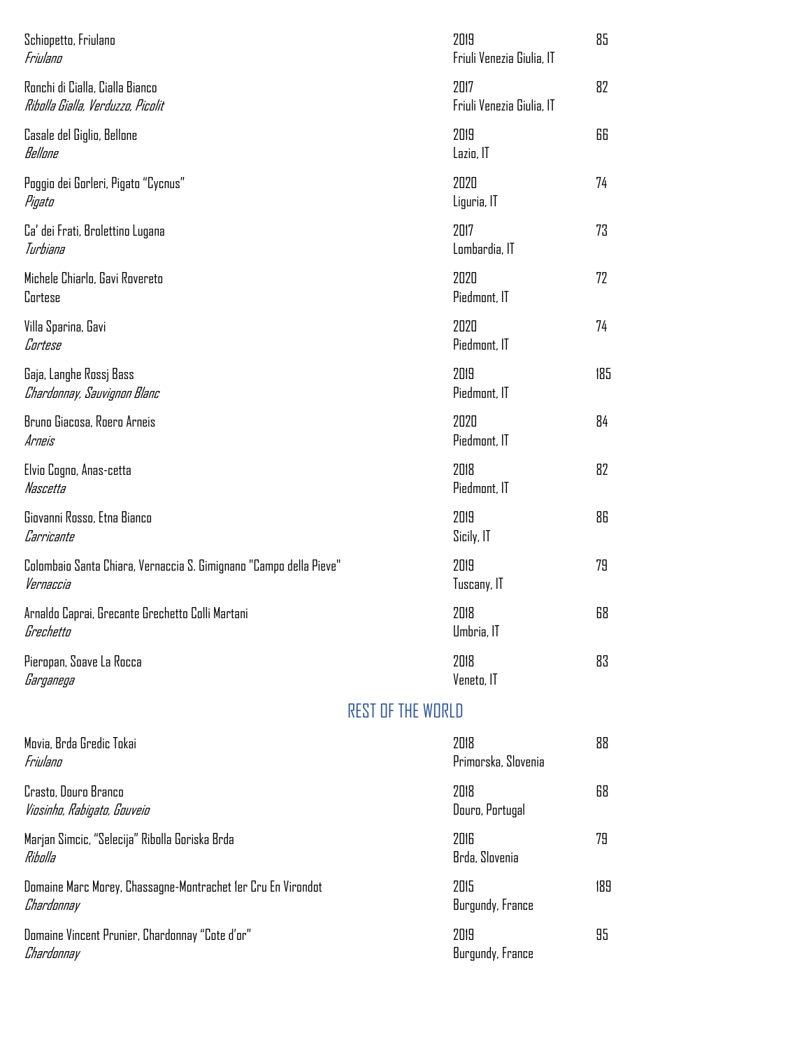| | | |
|---|---|---|
| Schiopetto, Friulano<br>*Friulano* | 2019<br>Friuli Venezia Giulia, IT | 85 |
| Ronchi di Cialla, Cialla Bianco<br>*Ribolla Gialla, Verduzzo, Picolit* | 2017<br>Friuli Venezia Giulia, IT | 82 |
| Casale del Giglio, Bellone<br>*Bellone* | 2019<br>Lazio, IT | 66 |
| Poggio dei Gorleri, Pigato "Cycnus"<br>*Pigato* | 2020<br>Liguria, IT | 74 |
| Ca' dei Frati, Brolettino Lugana<br>*Turbiana* | 2017<br>Lombardia, IT | 73 |
| Michele Chiarlo, Gavi Rovereto<br>Cortese | 2020<br>Piedmont, IT | 72 |
| Villa Sparina, Gavi<br>*Cortese* | 2020<br>Piedmont, IT | 74 |
| Gaja, Langhe Rossj Bass<br>*Chardonnay, Sauvignon Blanc* | 2019<br>Piedmont, IT | 185 |
| Bruno Giacosa, Roero Arneis<br>*Arneis* | 2020<br>Piedmont, IT | 84 |
| Elvio Cogno, Anas-cetta<br>*Nascetta* | 2018<br>Piedmont, IT | 82 |
| Giovanni Rosso, Etna Bianco<br>*Carricante* | 2019<br>Sicily, IT | 86 |
| Colombaio Santa Chiara, Vernaccia S. Gimignano "Campo della Pieve"<br>*Vernaccia* | 2019<br>Tuscany, IT | 79 |
| Arnaldo Caprai, Grecante Grechetto Colli Martani<br>*Grechetto* | 2018<br>Umbria, IT | 68 |
| Pieropan, Soave La Rocca<br>*Garganega* | 2018<br>Veneto, IT | 83 |

## REST OF THE WORLD

| | | |
|---|---|---|
| Movia, Brda Gredic Tokai<br>*Friulano* | 2018<br>Primorska, Slovenia | 88 |
| Crasto, Douro Branco<br>*Viosinho, Rabigato, Gouveio* | 2018<br>Douro, Portugal | 68 |
| Marjan Simcic, "Selecija" Ribolla Goriska Brda<br>*Ribolla* | 2016<br>Brda, Slovenia | 79 |
| Domaine Marc Morey, Chassagne-Montrachet 1er Cru En Virondot<br>*Chardonnay* | 2015<br>Burgundy, France | 189 |
| Domaine Vincent Prunier, Chardonnay "Cote d'or"<br>*Chardonnay* | 2019<br>Burgundy, France | 95 |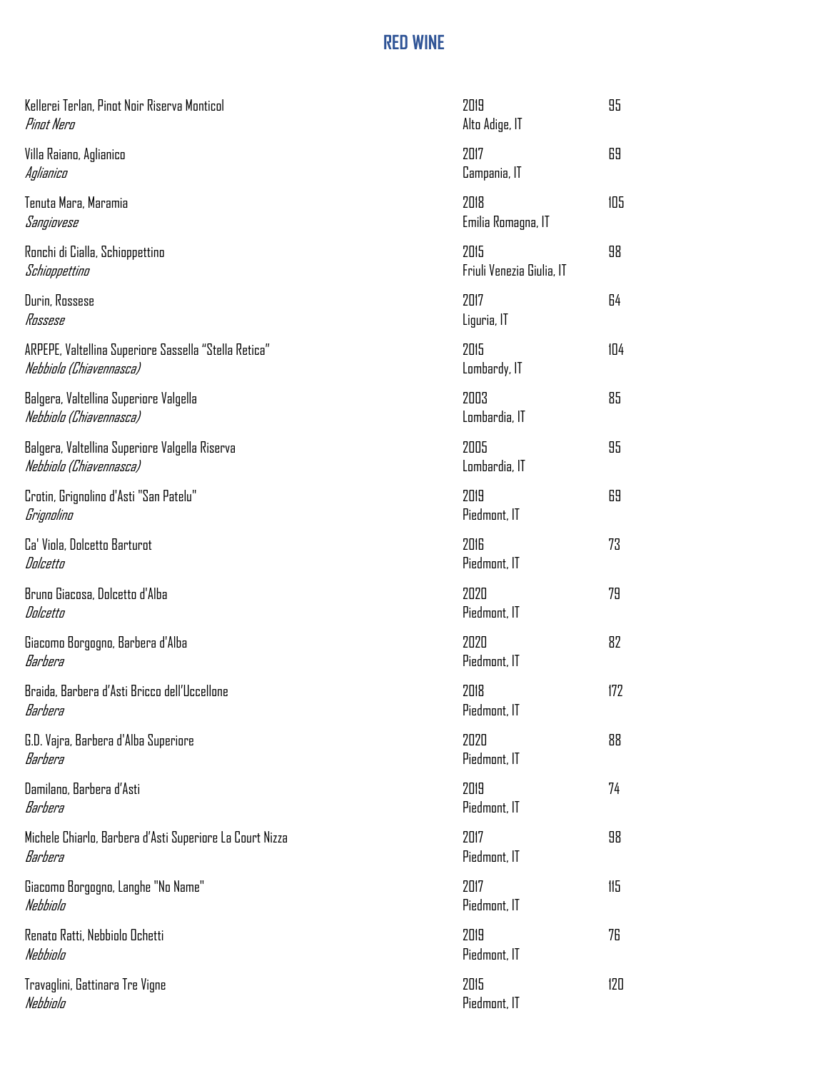# RED WINE

| | | |
|---|---|---|
| Kellerei Terlan, Pinot Noir Riserva Monticol<br>*Pinot Nero* | 2019<br>Alto Adige, IT | 95 |
| Villa Raiano, Aglianico<br>*Aglianico* | 2017<br>Campania, IT | 69 |
| Tenuta Mara, Maramia<br>*Sangiovese* | 2018<br>Emilia Romagna, IT | 105 |
| Ronchi di Cialla, Schioppettino<br>*Schioppettino* | 2015<br>Friuli Venezia Giulia, IT | 98 |
| Durin, Rossese<br>*Rossese* | 2017<br>Liguria, IT | 64 |
| ARPEPE, Valtellina Superiore Sassella "Stella Retica"<br>*Nebbiolo (Chiavennasca)* | 2015<br>Lombardy, IT | 104 |
| Balgera, Valtellina Superiore Valgella<br>*Nebbiolo (Chiavennasca)* | 2003<br>Lombardia, IT | 85 |
| Balgera, Valtellina Superiore Valgella Riserva<br>*Nebbiolo (Chiavennasca)* | 2005<br>Lombardia, IT | 95 |
| Crotin, Grignolino d'Asti "San Patelu"<br>*Grignolino* | 2019<br>Piedmont, IT | 69 |
| Ca' Viola, Dolcetto Barturot<br>*Dolcetto* | 2016<br>Piedmont, IT | 73 |
| Bruno Giacosa, Dolcetto d'Alba<br>*Dolcetto* | 2020<br>Piedmont, IT | 79 |
| Giacomo Borgogno, Barbera d'Alba<br>*Barbera* | 2020<br>Piedmont, IT | 82 |
| Braida, Barbera d'Asti Bricco dell'Uccellone<br>*Barbera* | 2018<br>Piedmont, IT | 172 |
| G.D. Vajra, Barbera d'Alba Superiore<br>*Barbera* | 2020<br>Piedmont, IT | 88 |
| Damilano, Barbera d'Asti<br>*Barbera* | 2019<br>Piedmont, IT | 74 |
| Michele Chiarlo, Barbera d'Asti Superiore La Court Nizza<br>*Barbera* | 2017<br>Piedmont, IT | 98 |
| Giacomo Borgogno, Langhe "No Name"<br>*Nebbiolo* | 2017<br>Piedmont, IT | 115 |
| Renato Ratti, Nebbiolo Ochetti<br>*Nebbiolo* | 2019<br>Piedmont, IT | 76 |
| Travaglini, Gattinara Tre Vigne<br>*Nebbiolo* | 2015<br>Piedmont, IT | 120 |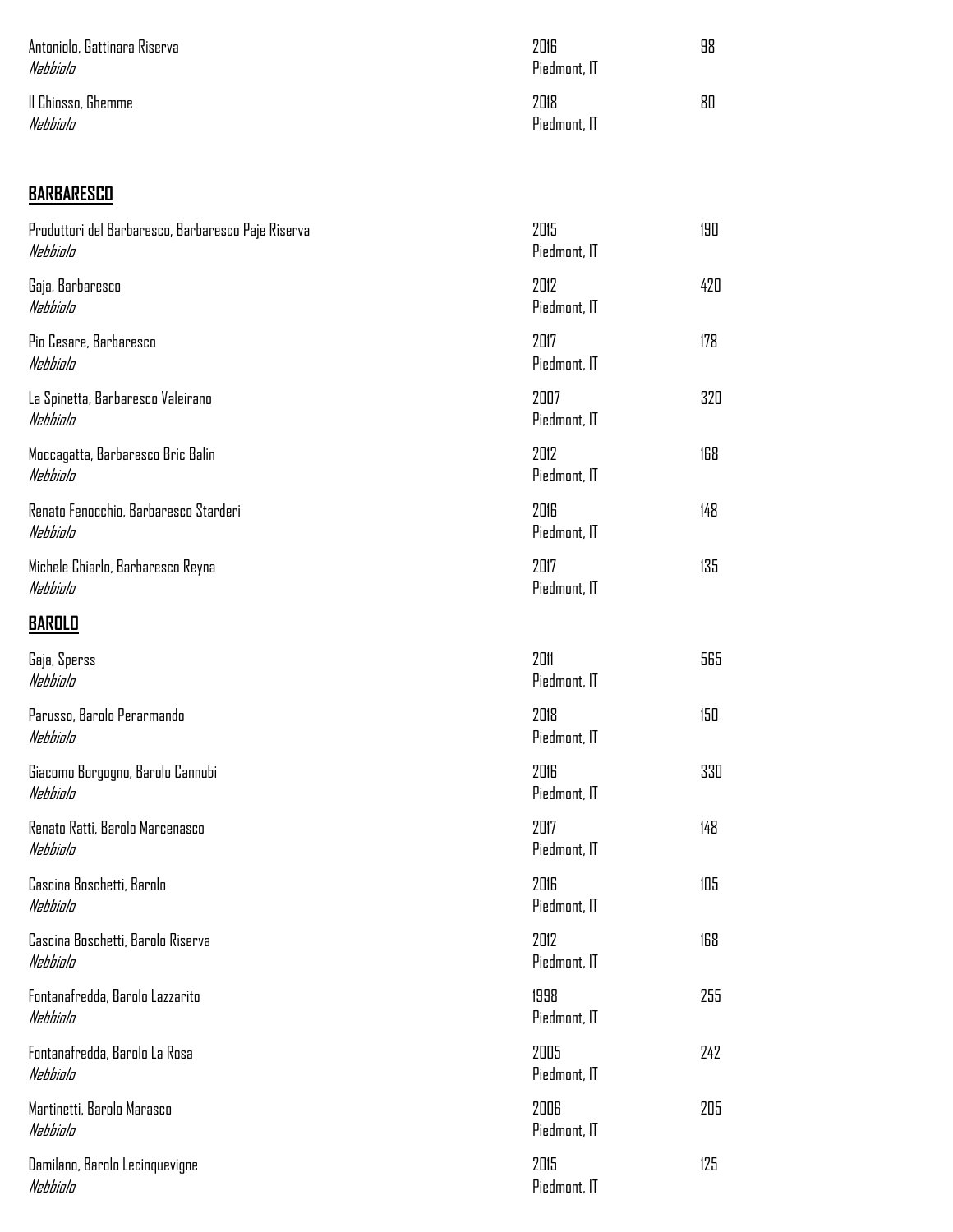Antoniolo, Gattinara Riserva
*Nebbiolo*
2016
Piedmont, IT
98

Il Chiosso, Ghemme
*Nebbiolo*
2018
Piedmont, IT
80

## **BARBARESCO**

Produttori del Barbaresco, Barbaresco Paje Riserva
*Nebbiolo*
2015
Piedmont, IT
190

Gaja, Barbaresco
*Nebbiolo*
2012
Piedmont, IT
420

Pio Cesare, Barbaresco
*Nebbiolo*
2017
Piedmont, IT
178

La Spinetta, Barbaresco Valeirano
*Nebbiolo*
2007
Piedmont, IT
320

Moccagatta, Barbaresco Bric Balin
*Nebbiolo*
2012
Piedmont, IT
168

Renato Fenocchio, Barbaresco Starderi
*Nebbiolo*
2016
Piedmont, IT
148

Michele Chiarlo, Barbaresco Reyna
*Nebbiolo*
2017
Piedmont, IT
135

## **BAROLO**

Gaja, Sperss
*Nebbiolo*
2011
Piedmont, IT
565

Parusso, Barolo Perarmando
*Nebbiolo*
2018
Piedmont, IT
150

Giacomo Borgogno, Barolo Cannubi
*Nebbiolo*
2016
Piedmont, IT
330

Renato Ratti, Barolo Marcenasco
*Nebbiolo*
2017
Piedmont, IT
148

Cascina Boschetti, Barolo
*Nebbiolo*
2016
Piedmont, IT
105

Cascina Boschetti, Barolo Riserva
*Nebbiolo*
2012
Piedmont, IT
168

Fontanafredda, Barolo Lazzarito
*Nebbiolo*
1998
Piedmont, IT
255

Fontanafredda, Barolo La Rosa
*Nebbiolo*
2005
Piedmont, IT
242

Martinetti, Barolo Marasco
*Nebbiolo*
2006
Piedmont, IT
205

Damilano, Barolo Lecinquevigne
*Nebbiolo*
2015
Piedmont, IT
125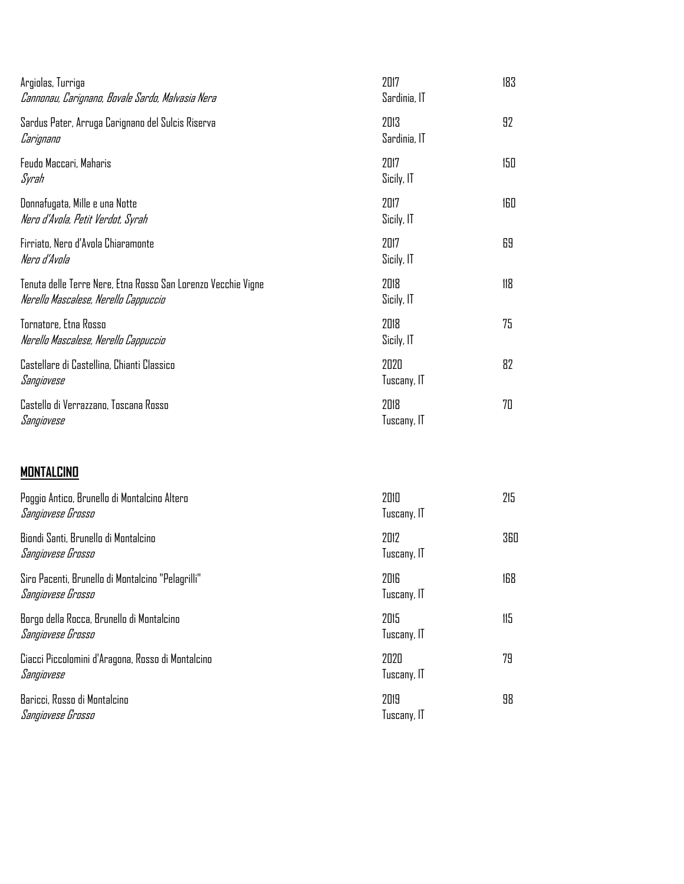| Wine | Vintage / Region | Price |
| --- | --- | --- |
| Argiolas, Turriga<br>*Cannonau, Carignano, Bovale Sardo, Malvasia Nera* | 2017<br>Sardinia, IT | 183 |
| Sardus Pater, Arruga Carignano del Sulcis Riserva<br>*Carignano* | 2013<br>Sardinia, IT | 92 |
| Feudo Maccari, Maharis<br>*Syrah* | 2017<br>Sicily, IT | 150 |
| Donnafugata, Mille e una Notte<br>*Nero d'Avola, Petit Verdot, Syrah* | 2017<br>Sicily, IT | 160 |
| Firriato, Nero d'Avola Chiaramonte<br>*Nero d'Avola* | 2017<br>Sicily, IT | 69 |
| Tenuta delle Terre Nere, Etna Rosso San Lorenzo Vecchie Vigne<br>*Nerello Mascalese, Nerello Cappuccio* | 2018<br>Sicily, IT | 118 |
| Tornatore, Etna Rosso<br>*Nerello Mascalese, Nerello Cappuccio* | 2018<br>Sicily, IT | 75 |
| Castellare di Castellina, Chianti Classico<br>*Sangiovese* | 2020<br>Tuscany, IT | 82 |
| Castello di Verrazzano, Toscana Rosso<br>*Sangiovese* | 2018<br>Tuscany, IT | 70 |

## MONTALCINO

| Wine | Vintage / Region | Price |
| --- | --- | --- |
| Poggio Antico, Brunello di Montalcino Altero<br>*Sangiovese Grosso* | 2010<br>Tuscany, IT | 215 |
| Biondi Santi, Brunello di Montalcino<br>*Sangiovese Grosso* | 2012<br>Tuscany, IT | 360 |
| Siro Pacenti, Brunello di Montalcino "Pelagrilli"<br>*Sangiovese Grosso* | 2016<br>Tuscany, IT | 168 |
| Borgo della Rocca, Brunello di Montalcino<br>*Sangiovese Grosso* | 2015<br>Tuscany, IT | 115 |
| Ciacci Piccolomini d'Aragona, Rosso di Montalcino<br>*Sangiovese* | 2020<br>Tuscany, IT | 79 |
| Baricci, Rosso di Montalcino<br>*Sangiovese Grosso* | 2019<br>Tuscany, IT | 98 |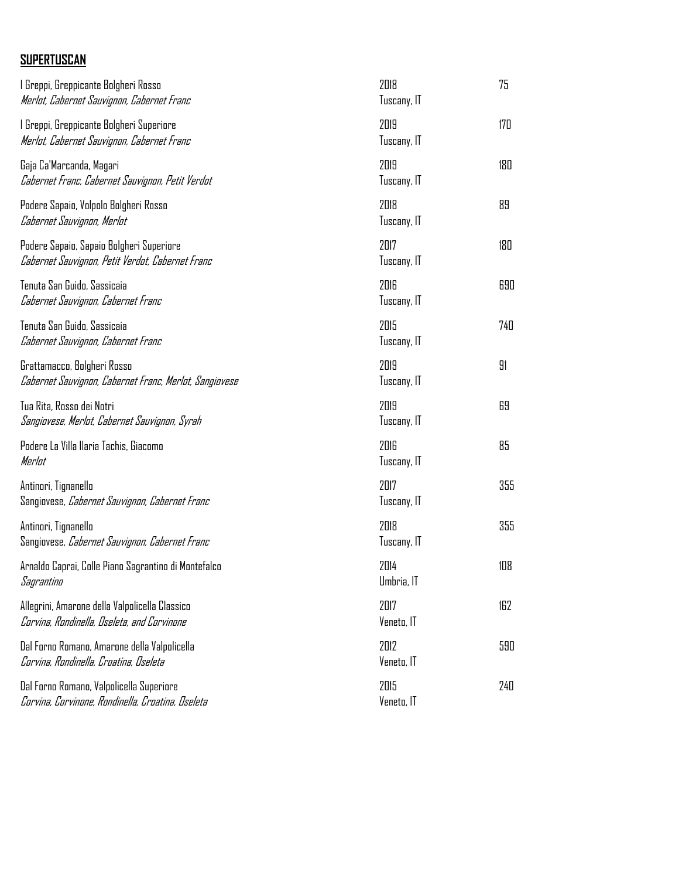**SUPERTUSCAN**

I Greppi, Greppicante Bolgheri Rosso — 2018 — 75
*Merlot, Cabernet Sauvignon, Cabernet Franc* — Tuscany, IT

I Greppi, Greppicante Bolgheri Superiore — 2019 — 170
*Merlot, Cabernet Sauvignon, Cabernet Franc* — Tuscany, IT

Gaja Ca'Marcanda, Magari — 2019 — 180
*Cabernet Franc, Cabernet Sauvignon, Petit Verdot* — Tuscany, IT

Podere Sapaio, Volpolo Bolgheri Rosso — 2018 — 89
*Cabernet Sauvignon, Merlot* — Tuscany, IT

Podere Sapaio, Sapaio Bolgheri Superiore — 2017 — 180
*Cabernet Sauvignon, Petit Verdot, Cabernet Franc* — Tuscany, IT

Tenuta San Guido, Sassicaia — 2016 — 690
*Cabernet Sauvignon, Cabernet Franc* — Tuscany, IT

Tenuta San Guido, Sassicaia — 2015 — 740
*Cabernet Sauvignon, Cabernet Franc* — Tuscany, IT

Grattamacco, Bolgheri Rosso — 2019 — 91
*Cabernet Sauvignon, Cabernet Franc, Merlot, Sangiovese* — Tuscany, IT

Tua Rita, Rosso dei Notri — 2019 — 69
*Sangiovese, Merlot, Cabernet Sauvignon, Syrah* — Tuscany, IT

Podere La Villa Ilaria Tachis, Giacomo — 2016 — 85
*Merlot* — Tuscany, IT

Antinori, Tignanello — 2017 — 355
Sangiovese, *Cabernet Sauvignon, Cabernet Franc* — Tuscany, IT

Antinori, Tignanello — 2018 — 355
Sangiovese, *Cabernet Sauvignon, Cabernet Franc* — Tuscany, IT

Arnaldo Caprai, Colle Piano Sagrantino di Montefalco — 2014 — 108
*Sagrantino* — Umbria, IT

Allegrini, Amarone della Valpolicella Classico — 2017 — 162
*Corvina, Rondinella, Oseleta, and Corvinone* — Veneto, IT

Dal Forno Romano, Amarone della Valpolicella — 2012 — 590
*Corvina, Rondinella, Croatina, Oseleta* — Veneto, IT

Dal Forno Romano, Valpolicella Superiore — 2015 — 240
*Corvina, Corvinone, Rondinella, Croatina, Oseleta* — Veneto, IT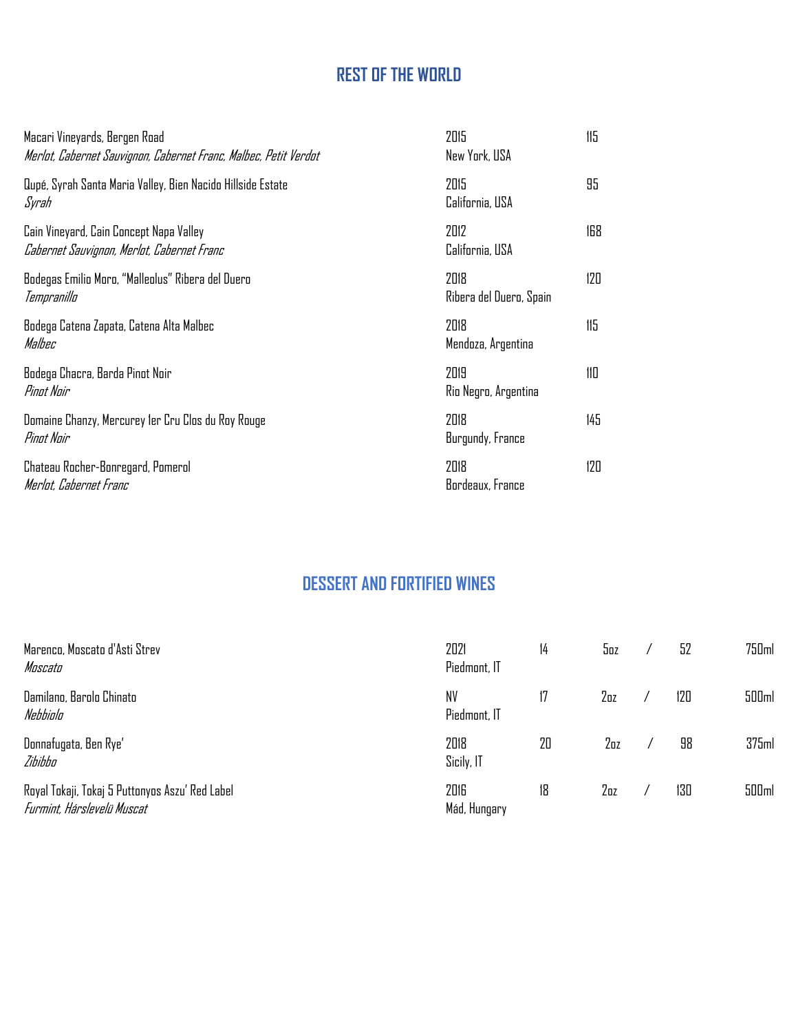## REST OF THE WORLD

| | | |
|---|---|---|
| Macari Vineyards, Bergen Road<br>*Merlot, Cabernet Sauvignon, Cabernet Franc, Malbec, Petit Verdot* | 2015<br>New York, USA | 115 |
| Qupé, Syrah Santa Maria Valley, Bien Nacido Hillside Estate<br>*Syrah* | 2015<br>California, USA | 95 |
| Cain Vineyard, Cain Concept Napa Valley<br>*Cabernet Sauvignon, Merlot, Cabernet Franc* | 2012<br>California, USA | 168 |
| Bodegas Emilio Moro, "Malleolus" Ribera del Duero<br>*Tempranillo* | 2018<br>Ribera del Duero, Spain | 120 |
| Bodega Catena Zapata, Catena Alta Malbec<br>*Malbec* | 2018<br>Mendoza, Argentina | 115 |
| Bodega Chacra, Barda Pinot Noir<br>*Pinot Noir* | 2019<br>Rio Negro, Argentina | 110 |
| Domaine Chanzy, Mercurey 1er Cru Clos du Roy Rouge<br>*Pinot Noir* | 2018<br>Burgundy, France | 145 |
| Chateau Rocher-Bonregard, Pomerol<br>*Merlot, Cabernet Franc* | 2018<br>Bordeaux, France | 120 |

## DESSERT AND FORTIFIED WINES

| | | | | | | |
|---|---|---|---|---|---|---|
| Marenco, Moscato d'Asti Strev<br>*Moscato* | 2021<br>Piedmont, IT | 14 | 5oz | / | 52 | 750ml |
| Damilano, Barolo Chinato<br>*Nebbiolo* | NV<br>Piedmont, IT | 17 | 2oz | / | 120 | 500ml |
| Donnafugata, Ben Rye'<br>*Zibibbo* | 2018<br>Sicily, IT | 20 | 2oz | / | 98 | 375ml |
| Royal Tokaji, Tokaj 5 Puttonyos Aszu' Red Label<br>*Furmint, Hárslevelü Muscat* | 2016<br>Mád, Hungary | 18 | 2oz | / | 130 | 500ml |